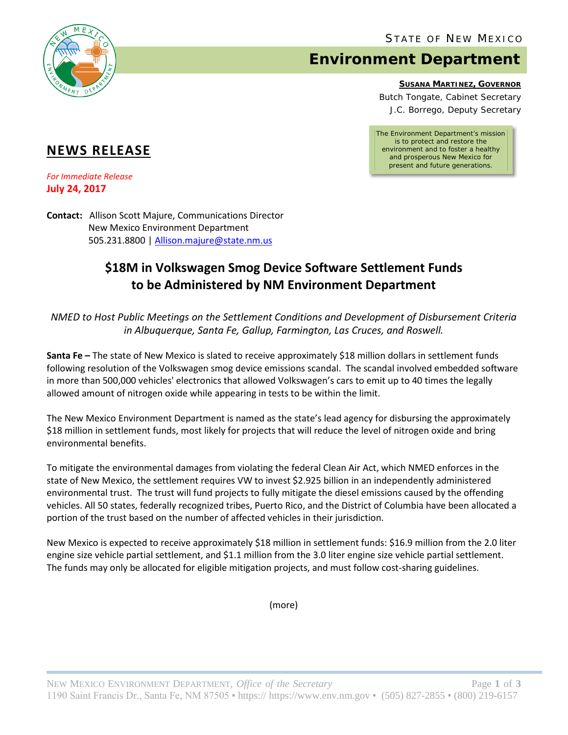STATE OF NEW MEXICO

# Environment Department

**SUSANA MARTINEZ, GOVERNOR**

Butch Tongate, Cabinet Secretary
J.C. Borrego, Deputy Secretary

The Environment Department's mission is to protect and restore the environment and to foster a healthy and prosperous New Mexico for present and future generations.

## NEWS RELEASE

*For Immediate Release*
**July 24, 2017**

**Contact:** Allison Scott Majure, Communications Director
New Mexico Environment Department
505.231.8800 | Allison.majure@state.nm.us

# $18M in Volkswagen Smog Device Software Settlement Funds to be Administered by NM Environment Department

*NMED to Host Public Meetings on the Settlement Conditions and Development of Disbursement Criteria in Albuquerque, Santa Fe, Gallup, Farmington, Las Cruces, and Roswell.*

**Santa Fe –** The state of New Mexico is slated to receive approximately $18 million dollars in settlement funds following resolution of the Volkswagen smog device emissions scandal. The scandal involved embedded software in more than 500,000 vehicles' electronics that allowed Volkswagen's cars to emit up to 40 times the legally allowed amount of nitrogen oxide while appearing in tests to be within the limit.

The New Mexico Environment Department is named as the state's lead agency for disbursing the approximately $18 million in settlement funds, most likely for projects that will reduce the level of nitrogen oxide and bring environmental benefits.

To mitigate the environmental damages from violating the federal Clean Air Act, which NMED enforces in the state of New Mexico, the settlement requires VW to invest $2.925 billion in an independently administered environmental trust. The trust will fund projects to fully mitigate the diesel emissions caused by the offending vehicles. All 50 states, federally recognized tribes, Puerto Rico, and the District of Columbia have been allocated a portion of the trust based on the number of affected vehicles in their jurisdiction.

New Mexico is expected to receive approximately $18 million in settlement funds: $16.9 million from the 2.0 liter engine size vehicle partial settlement, and $1.1 million from the 3.0 liter engine size vehicle partial settlement. The funds may only be allocated for eligible mitigation projects, and must follow cost-sharing guidelines.

(more)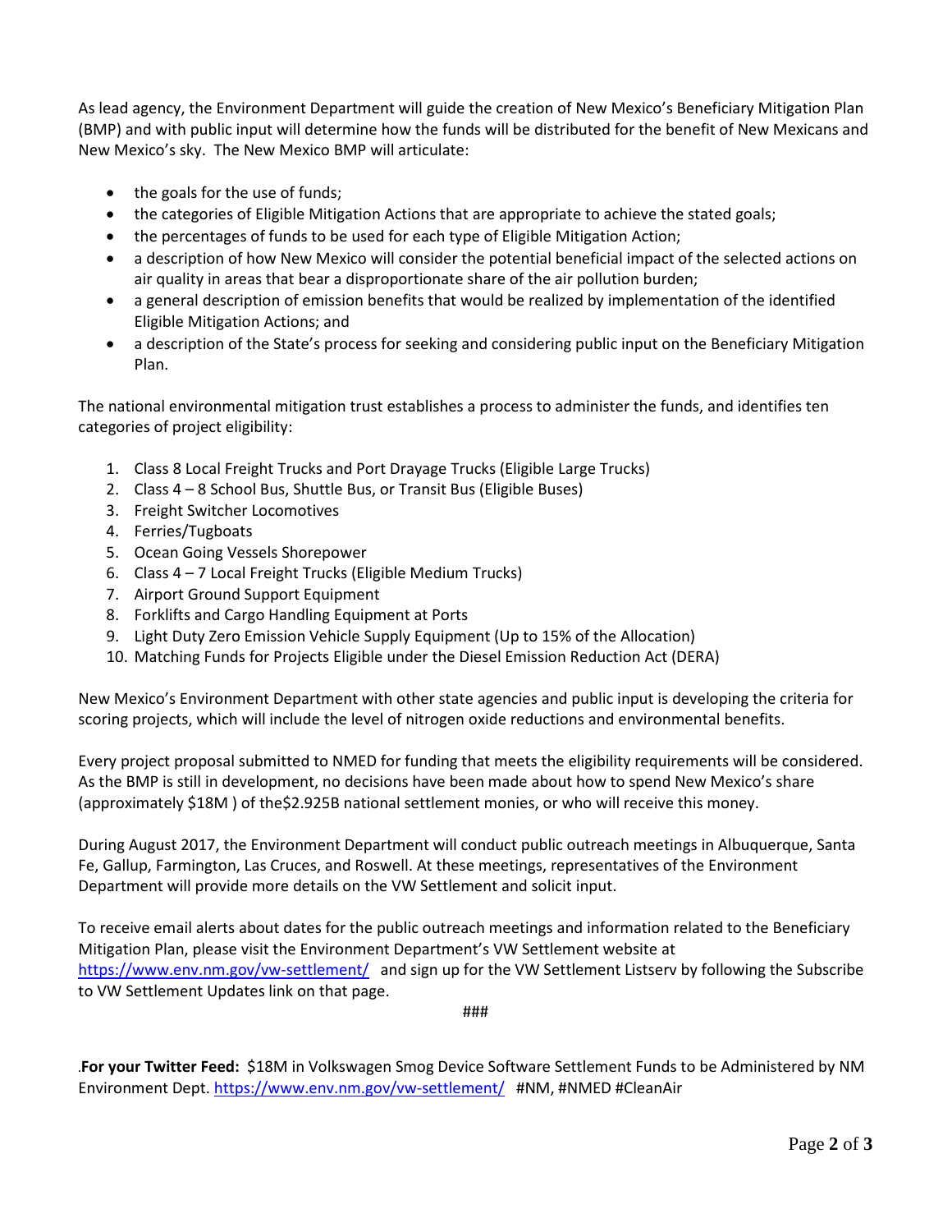As lead agency, the Environment Department will guide the creation of New Mexico's Beneficiary Mitigation Plan (BMP) and with public input will determine how the funds will be distributed for the benefit of New Mexicans and New Mexico's sky. The New Mexico BMP will articulate:

- the goals for the use of funds;
- the categories of Eligible Mitigation Actions that are appropriate to achieve the stated goals;
- the percentages of funds to be used for each type of Eligible Mitigation Action;
- a description of how New Mexico will consider the potential beneficial impact of the selected actions on air quality in areas that bear a disproportionate share of the air pollution burden;
- a general description of emission benefits that would be realized by implementation of the identified Eligible Mitigation Actions; and
- a description of the State's process for seeking and considering public input on the Beneficiary Mitigation Plan.

The national environmental mitigation trust establishes a process to administer the funds, and identifies ten categories of project eligibility:

1. Class 8 Local Freight Trucks and Port Drayage Trucks (Eligible Large Trucks)
2. Class 4 – 8 School Bus, Shuttle Bus, or Transit Bus (Eligible Buses)
3. Freight Switcher Locomotives
4. Ferries/Tugboats
5. Ocean Going Vessels Shorepower
6. Class 4 – 7 Local Freight Trucks (Eligible Medium Trucks)
7. Airport Ground Support Equipment
8. Forklifts and Cargo Handling Equipment at Ports
9. Light Duty Zero Emission Vehicle Supply Equipment (Up to 15% of the Allocation)
10. Matching Funds for Projects Eligible under the Diesel Emission Reduction Act (DERA)

New Mexico's Environment Department with other state agencies and public input is developing the criteria for scoring projects, which will include the level of nitrogen oxide reductions and environmental benefits.

Every project proposal submitted to NMED for funding that meets the eligibility requirements will be considered. As the BMP is still in development, no decisions have been made about how to spend New Mexico's share (approximately $18M ) of the$2.925B national settlement monies, or who will receive this money.

During August 2017, the Environment Department will conduct public outreach meetings in Albuquerque, Santa Fe, Gallup, Farmington, Las Cruces, and Roswell. At these meetings, representatives of the Environment Department will provide more details on the VW Settlement and solicit input.

To receive email alerts about dates for the public outreach meetings and information related to the Beneficiary Mitigation Plan, please visit the Environment Department's VW Settlement website at https://www.env.nm.gov/vw-settlement/ and sign up for the VW Settlement Listserv by following the Subscribe to VW Settlement Updates link on that page.

###

.**For your Twitter Feed:** $18M in Volkswagen Smog Device Software Settlement Funds to be Administered by NM Environment Dept. https://www.env.nm.gov/vw-settlement/ #NM, #NMED #CleanAir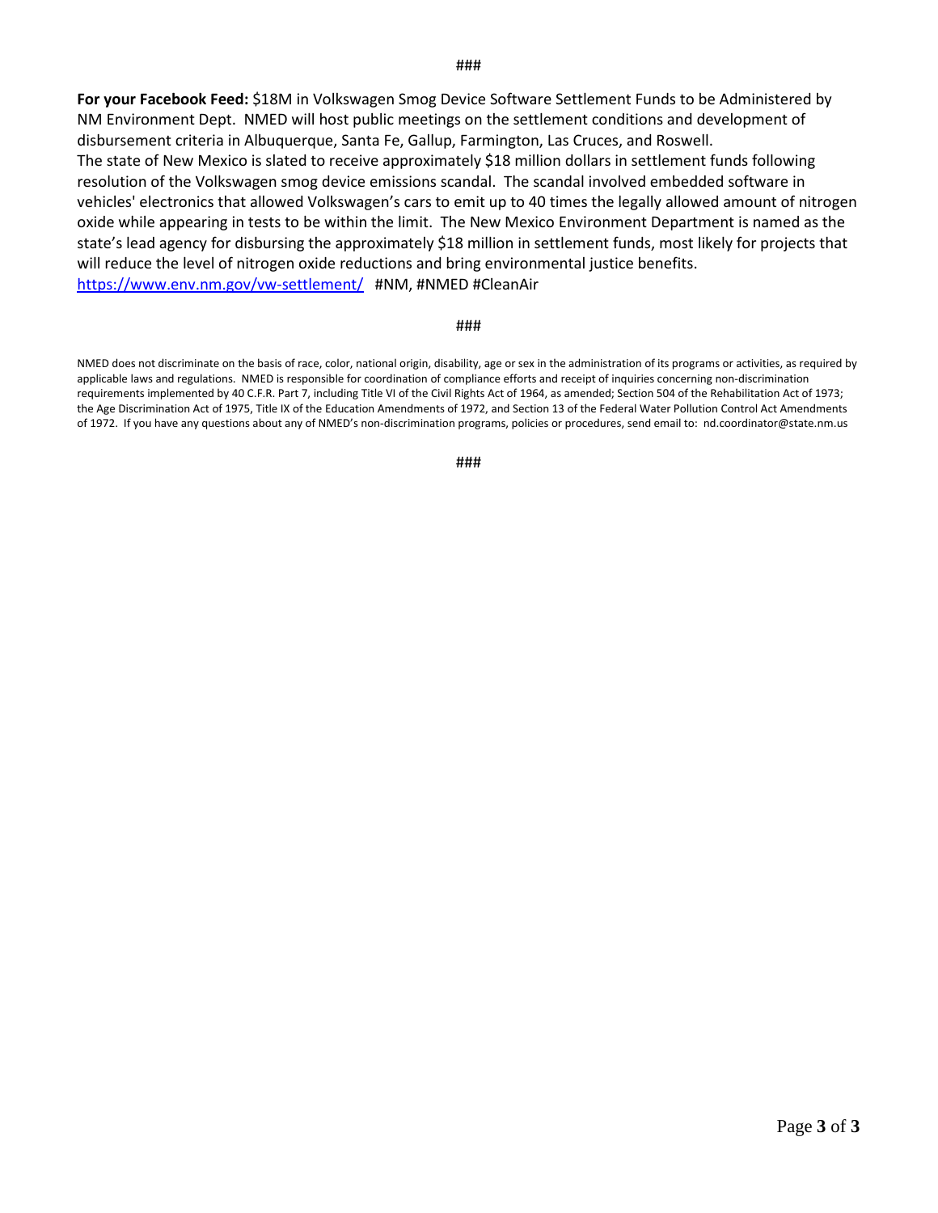###

**For your Facebook Feed:** $18M in Volkswagen Smog Device Software Settlement Funds to be Administered by NM Environment Dept. NMED will host public meetings on the settlement conditions and development of disbursement criteria in Albuquerque, Santa Fe, Gallup, Farmington, Las Cruces, and Roswell.
The state of New Mexico is slated to receive approximately $18 million dollars in settlement funds following resolution of the Volkswagen smog device emissions scandal. The scandal involved embedded software in vehicles' electronics that allowed Volkswagen's cars to emit up to 40 times the legally allowed amount of nitrogen oxide while appearing in tests to be within the limit. The New Mexico Environment Department is named as the state's lead agency for disbursing the approximately $18 million in settlement funds, most likely for projects that will reduce the level of nitrogen oxide reductions and bring environmental justice benefits.
[https://www.env.nm.gov/vw-settlement/](https://www.env.nm.gov/vw-settlement/) #NM, #NMED #CleanAir

###

NMED does not discriminate on the basis of race, color, national origin, disability, age or sex in the administration of its programs or activities, as required by applicable laws and regulations. NMED is responsible for coordination of compliance efforts and receipt of inquiries concerning non-discrimination requirements implemented by 40 C.F.R. Part 7, including Title VI of the Civil Rights Act of 1964, as amended; Section 504 of the Rehabilitation Act of 1973; the Age Discrimination Act of 1975, Title IX of the Education Amendments of 1972, and Section 13 of the Federal Water Pollution Control Act Amendments of 1972. If you have any questions about any of NMED's non-discrimination programs, policies or procedures, send email to: nd.coordinator@state.nm.us

###